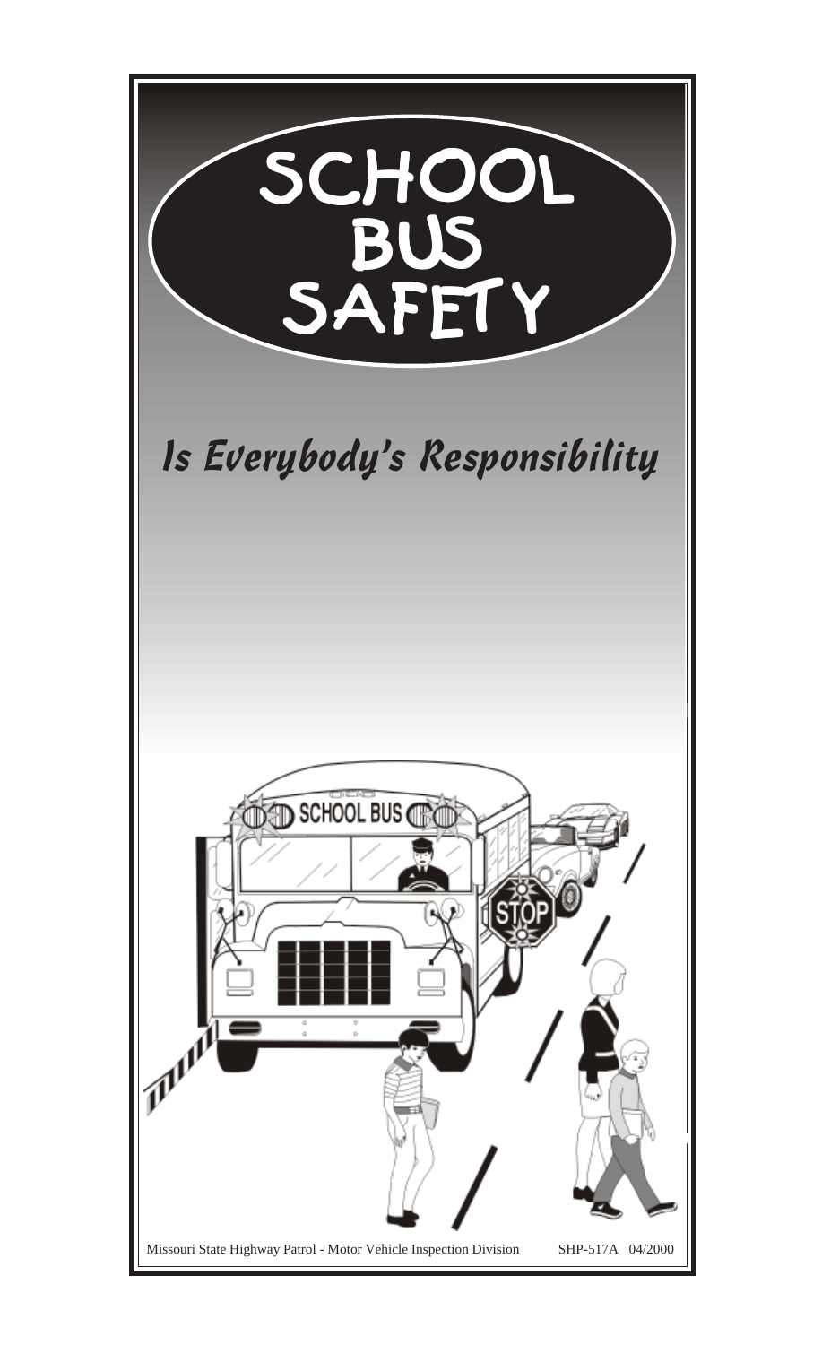# SCHOOL BUS SAFETY

## *Is Everybody's Responsibility*

Missouri State Highway Patrol - Motor Vehicle Inspection Division SHP-517A 04/2000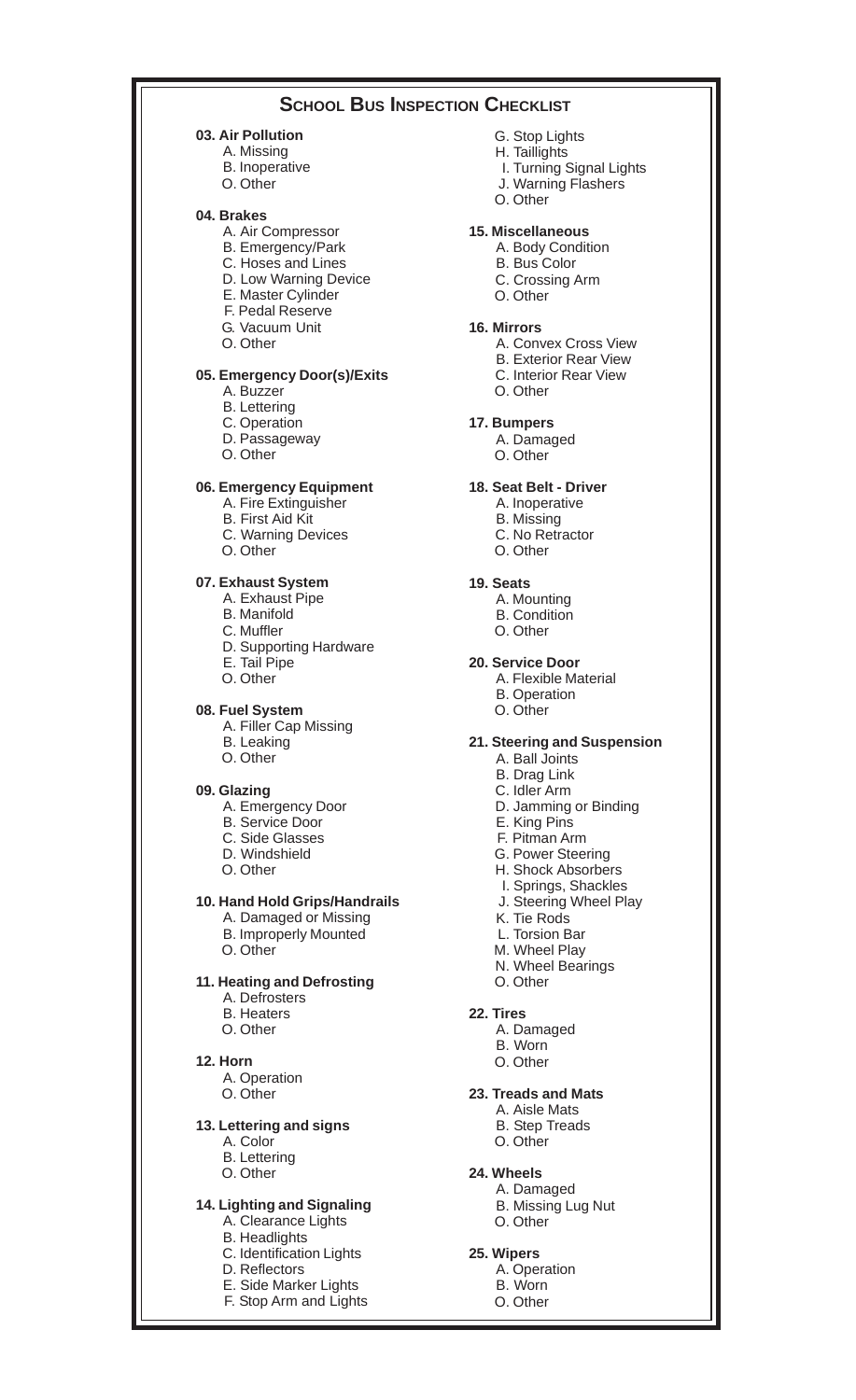## School Bus Inspection Checklist

**03. Air Pollution**
- A. Missing
- B. Inoperative
- O. Other

**04. Brakes**
- A. Air Compressor
- B. Emergency/Park
- C. Hoses and Lines
- D. Low Warning Device
- E. Master Cylinder
- F. Pedal Reserve
- G. Vacuum Unit
- O. Other

**05. Emergency Door(s)/Exits**
- A. Buzzer
- B. Lettering
- C. Operation
- D. Passageway
- O. Other

**06. Emergency Equipment**
- A. Fire Extinguisher
- B. First Aid Kit
- C. Warning Devices
- O. Other

**07. Exhaust System**
- A. Exhaust Pipe
- B. Manifold
- C. Muffler
- D. Supporting Hardware
- E. Tail Pipe
- O. Other

**08. Fuel System**
- A. Filler Cap Missing
- B. Leaking
- O. Other

**09. Glazing**
- A. Emergency Door
- B. Service Door
- C. Side Glasses
- D. Windshield
- O. Other

**10. Hand Hold Grips/Handrails**
- A. Damaged or Missing
- B. Improperly Mounted
- O. Other

**11. Heating and Defrosting**
- A. Defrosters
- B. Heaters
- O. Other

**12. Horn**
- A. Operation
- O. Other

**13. Lettering and signs**
- A. Color
- B. Lettering
- O. Other

**14. Lighting and Signaling**
- A. Clearance Lights
- B. Headlights
- C. Identification Lights
- D. Reflectors
- E. Side Marker Lights
- F. Stop Arm and Lights
- G. Stop Lights
- H. Taillights
- I. Turning Signal Lights
- J. Warning Flashers
- O. Other

**15. Miscellaneous**
- A. Body Condition
- B. Bus Color
- C. Crossing Arm
- O. Other

**16. Mirrors**
- A. Convex Cross View
- B. Exterior Rear View
- C. Interior Rear View
- O. Other

**17. Bumpers**
- A. Damaged
- O. Other

**18. Seat Belt - Driver**
- A. Inoperative
- B. Missing
- C. No Retractor
- O. Other

**19. Seats**
- A. Mounting
- B. Condition
- O. Other

**20. Service Door**
- A. Flexible Material
- B. Operation
- O. Other

**21. Steering and Suspension**
- A. Ball Joints
- B. Drag Link
- C. Idler Arm
- D. Jamming or Binding
- E. King Pins
- F. Pitman Arm
- G. Power Steering
- H. Shock Absorbers
- I. Springs, Shackles
- J. Steering Wheel Play
- K. Tie Rods
- L. Torsion Bar
- M. Wheel Play
- N. Wheel Bearings
- O. Other

**22. Tires**
- A. Damaged
- B. Worn
- O. Other

**23. Treads and Mats**
- A. Aisle Mats
- B. Step Treads
- O. Other

**24. Wheels**
- A. Damaged
- B. Missing Lug Nut
- O. Other

**25. Wipers**
- A. Operation
- B. Worn
- O. Other